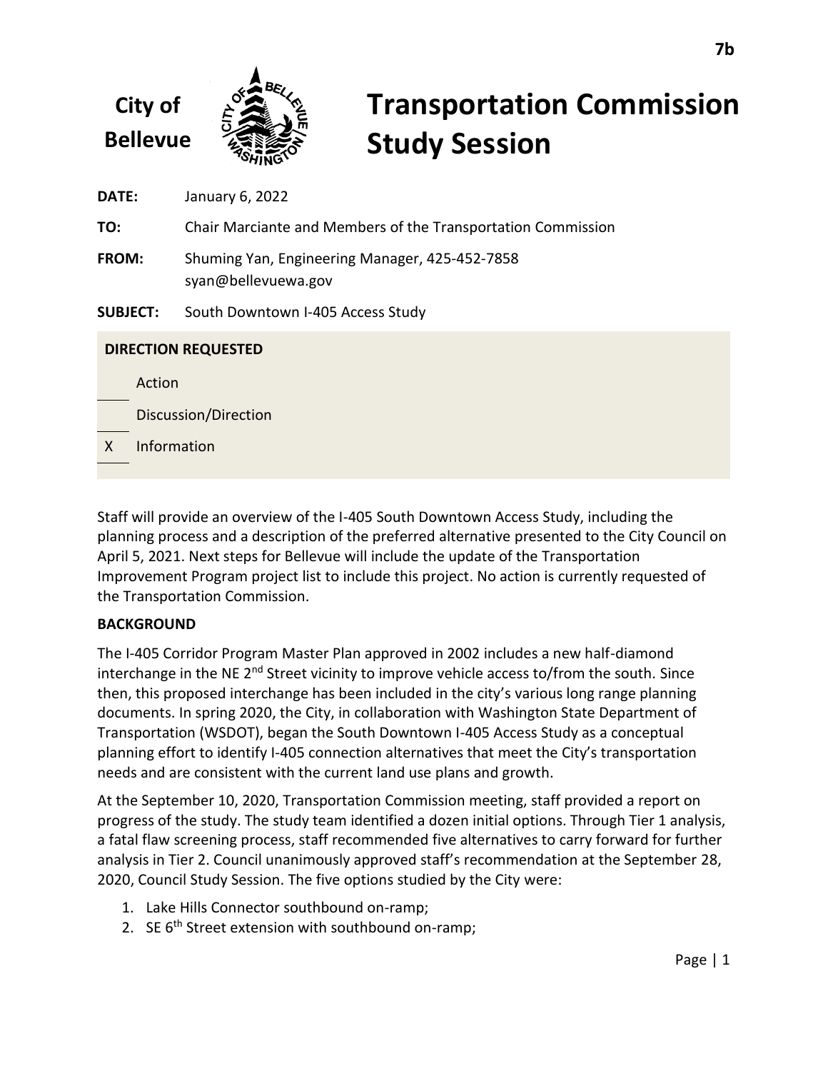City of Bellevue

# Transportation Commission Study Session

**DATE:** January 6, 2022

**TO:** Chair Marciante and Members of the Transportation Commission

**FROM:** Shuming Yan, Engineering Manager, 425-452-7858
syan@bellevuewa.gov

**SUBJECT:** South Downtown I-405 Access Study

**DIRECTION REQUESTED**

\_\_\_ Action

\_\_\_ Discussion/Direction

X Information

Staff will provide an overview of the I-405 South Downtown Access Study, including the planning process and a description of the preferred alternative presented to the City Council on April 5, 2021. Next steps for Bellevue will include the update of the Transportation Improvement Program project list to include this project. No action is currently requested of the Transportation Commission.

**BACKGROUND**

The I-405 Corridor Program Master Plan approved in 2002 includes a new half-diamond interchange in the NE 2nd Street vicinity to improve vehicle access to/from the south. Since then, this proposed interchange has been included in the city's various long range planning documents. In spring 2020, the City, in collaboration with Washington State Department of Transportation (WSDOT), began the South Downtown I-405 Access Study as a conceptual planning effort to identify I-405 connection alternatives that meet the City's transportation needs and are consistent with the current land use plans and growth.

At the September 10, 2020, Transportation Commission meeting, staff provided a report on progress of the study. The study team identified a dozen initial options. Through Tier 1 analysis, a fatal flaw screening process, staff recommended five alternatives to carry forward for further analysis in Tier 2. Council unanimously approved staff's recommendation at the September 28, 2020, Council Study Session. The five options studied by the City were:

1. Lake Hills Connector southbound on-ramp;
2. SE 6th Street extension with southbound on-ramp;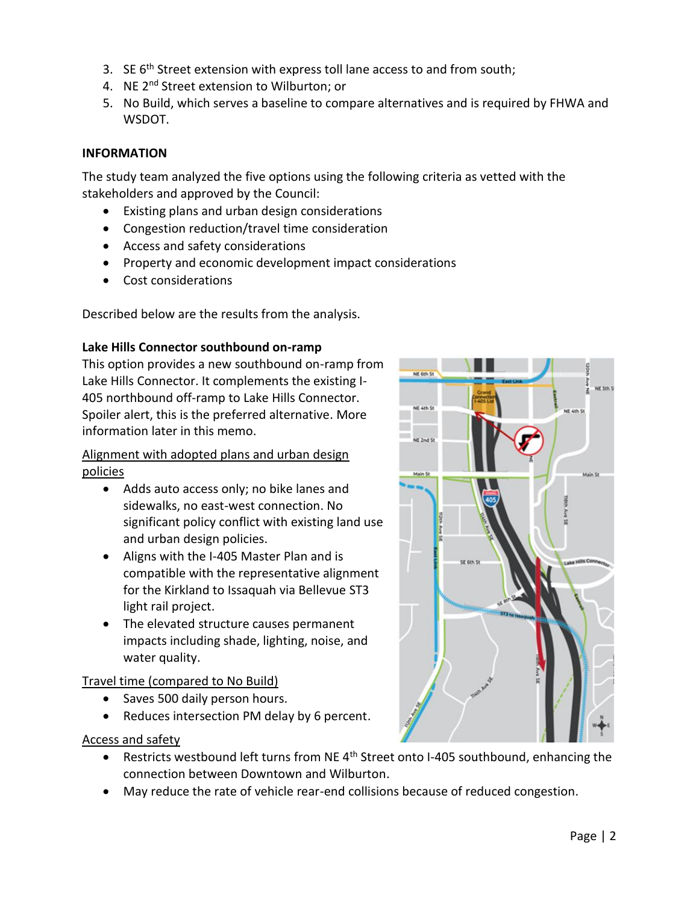3. SE 6th Street extension with express toll lane access to and from south;
4. NE 2nd Street extension to Wilburton; or
5. No Build, which serves a baseline to compare alternatives and is required by FHWA and WSDOT.

**INFORMATION**

The study team analyzed the five options using the following criteria as vetted with the stakeholders and approved by the Council:

- Existing plans and urban design considerations
- Congestion reduction/travel time consideration
- Access and safety considerations
- Property and economic development impact considerations
- Cost considerations

Described below are the results from the analysis.

**Lake Hills Connector southbound on-ramp**

This option provides a new southbound on-ramp from Lake Hills Connector. It complements the existing I-405 northbound off-ramp to Lake Hills Connector. Spoiler alert, this is the preferred alternative. More information later in this memo.

Alignment with adopted plans and urban design policies

- Adds auto access only; no bike lanes and sidewalks, no east-west connection. No significant policy conflict with existing land use and urban design policies.
- Aligns with the I-405 Master Plan and is compatible with the representative alignment for the Kirkland to Issaquah via Bellevue ST3 light rail project.
- The elevated structure causes permanent impacts including shade, lighting, noise, and water quality.

Travel time (compared to No Build)

- Saves 500 daily person hours.
- Reduces intersection PM delay by 6 percent.

Access and safety

- Restricts westbound left turns from NE 4th Street onto I-405 southbound, enhancing the connection between Downtown and Wilburton.
- May reduce the rate of vehicle rear-end collisions because of reduced congestion.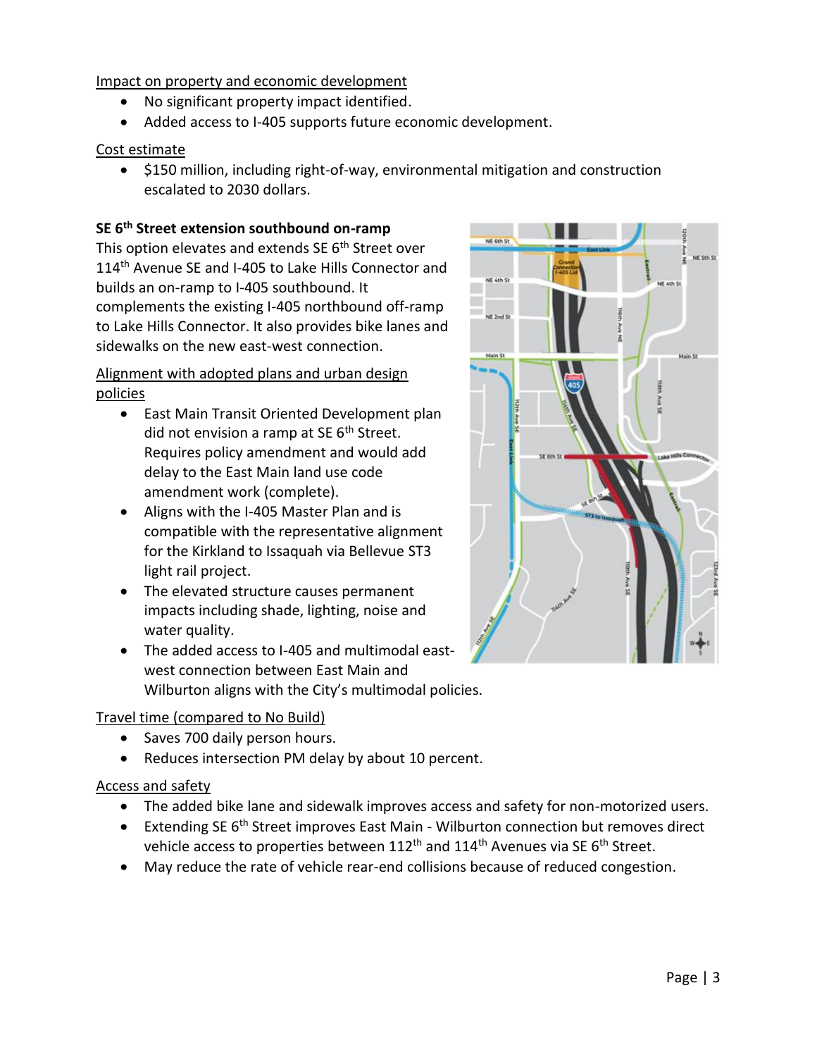Impact on property and economic development

- No significant property impact identified.
- Added access to I-405 supports future economic development.

Cost estimate

- \$150 million, including right-of-way, environmental mitigation and construction escalated to 2030 dollars.

**SE 6th Street extension southbound on-ramp**

This option elevates and extends SE 6th Street over 114th Avenue SE and I-405 to Lake Hills Connector and builds an on-ramp to I-405 southbound. It complements the existing I-405 northbound off-ramp to Lake Hills Connector. It also provides bike lanes and sidewalks on the new east-west connection.

Alignment with adopted plans and urban design policies

- East Main Transit Oriented Development plan did not envision a ramp at SE 6th Street. Requires policy amendment and would add delay to the East Main land use code amendment work (complete).
- Aligns with the I-405 Master Plan and is compatible with the representative alignment for the Kirkland to Issaquah via Bellevue ST3 light rail project.
- The elevated structure causes permanent impacts including shade, lighting, noise and water quality.
- The added access to I-405 and multimodal east-west connection between East Main and Wilburton aligns with the City's multimodal policies.

Travel time (compared to No Build)

- Saves 700 daily person hours.
- Reduces intersection PM delay by about 10 percent.

Access and safety

- The added bike lane and sidewalk improves access and safety for non-motorized users.
- Extending SE 6th Street improves East Main - Wilburton connection but removes direct vehicle access to properties between 112th and 114th Avenues via SE 6th Street.
- May reduce the rate of vehicle rear-end collisions because of reduced congestion.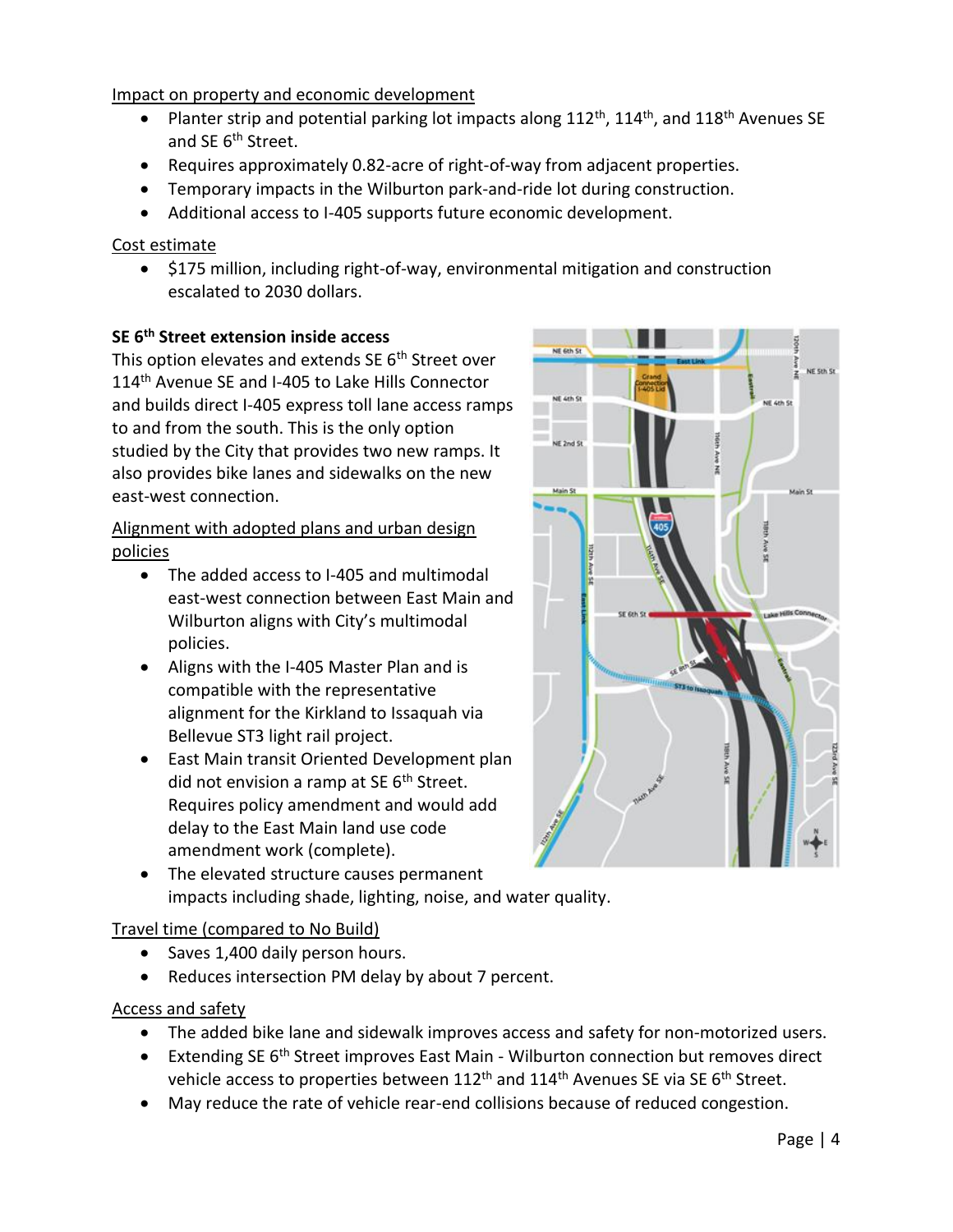Impact on property and economic development

- Planter strip and potential parking lot impacts along 112th, 114th, and 118th Avenues SE and SE 6th Street.
- Requires approximately 0.82-acre of right-of-way from adjacent properties.
- Temporary impacts in the Wilburton park-and-ride lot during construction.
- Additional access to I-405 supports future economic development.

Cost estimate

- $175 million, including right-of-way, environmental mitigation and construction escalated to 2030 dollars.

**SE 6th Street extension inside access**

This option elevates and extends SE 6th Street over 114th Avenue SE and I-405 to Lake Hills Connector and builds direct I-405 express toll lane access ramps to and from the south. This is the only option studied by the City that provides two new ramps. It also provides bike lanes and sidewalks on the new east-west connection.

Alignment with adopted plans and urban design policies

- The added access to I-405 and multimodal east-west connection between East Main and Wilburton aligns with City's multimodal policies.
- Aligns with the I-405 Master Plan and is compatible with the representative alignment for the Kirkland to Issaquah via Bellevue ST3 light rail project.
- East Main transit Oriented Development plan did not envision a ramp at SE 6th Street. Requires policy amendment and would add delay to the East Main land use code amendment work (complete).
- The elevated structure causes permanent impacts including shade, lighting, noise, and water quality.

Travel time (compared to No Build)

- Saves 1,400 daily person hours.
- Reduces intersection PM delay by about 7 percent.

Access and safety

- The added bike lane and sidewalk improves access and safety for non-motorized users.
- Extending SE 6th Street improves East Main - Wilburton connection but removes direct vehicle access to properties between 112th and 114th Avenues SE via SE 6th Street.
- May reduce the rate of vehicle rear-end collisions because of reduced congestion.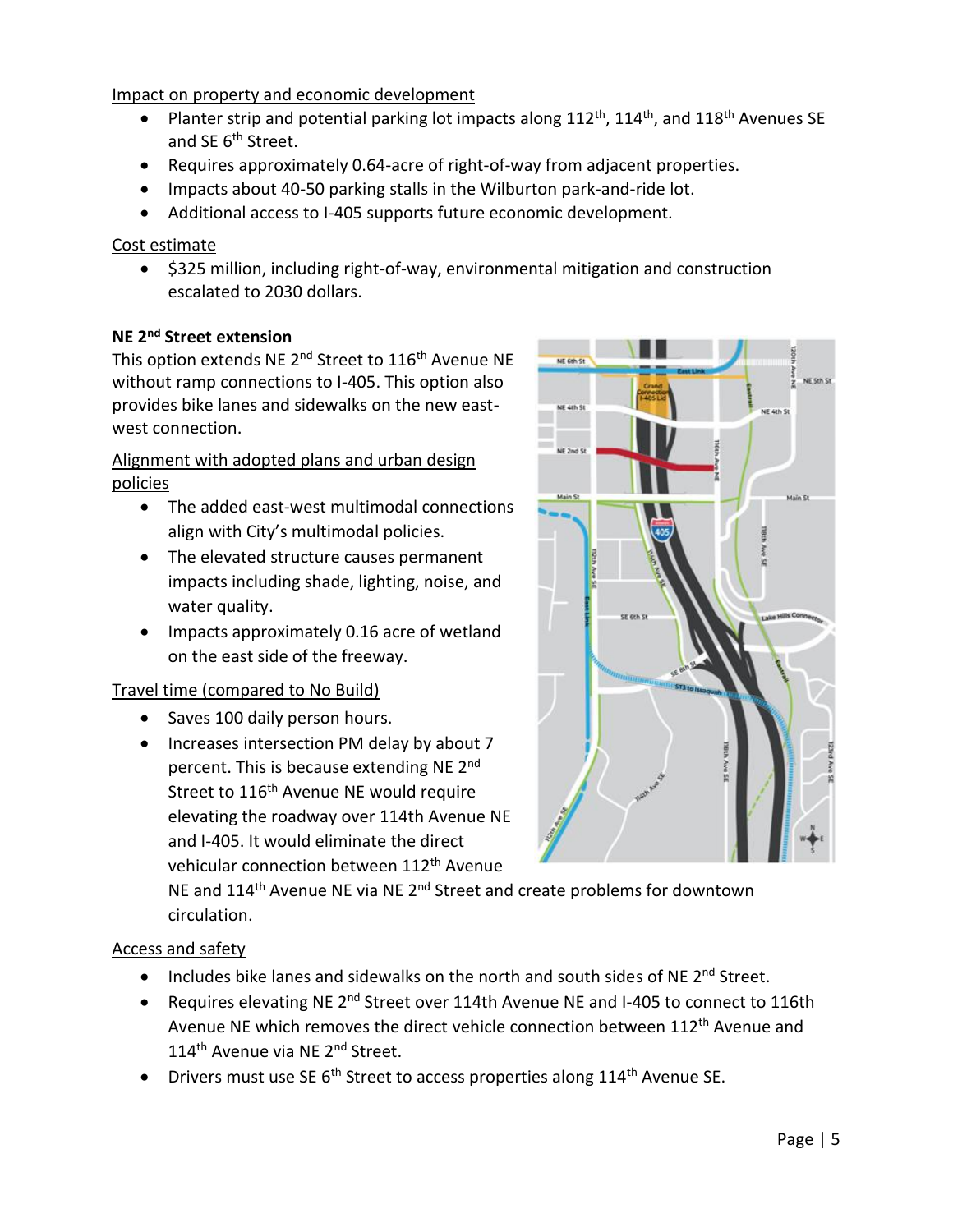Impact on property and economic development

- Planter strip and potential parking lot impacts along 112th, 114th, and 118th Avenues SE and SE 6th Street.
- Requires approximately 0.64-acre of right-of-way from adjacent properties.
- Impacts about 40-50 parking stalls in the Wilburton park-and-ride lot.
- Additional access to I-405 supports future economic development.

Cost estimate

- $325 million, including right-of-way, environmental mitigation and construction escalated to 2030 dollars.

**NE 2nd Street extension**

This option extends NE 2nd Street to 116th Avenue NE without ramp connections to I-405. This option also provides bike lanes and sidewalks on the new east-west connection.

Alignment with adopted plans and urban design policies

- The added east-west multimodal connections align with City's multimodal policies.
- The elevated structure causes permanent impacts including shade, lighting, noise, and water quality.
- Impacts approximately 0.16 acre of wetland on the east side of the freeway.

Travel time (compared to No Build)

- Saves 100 daily person hours.
- Increases intersection PM delay by about 7 percent. This is because extending NE 2nd Street to 116th Avenue NE would require elevating the roadway over 114th Avenue NE and I-405. It would eliminate the direct vehicular connection between 112th Avenue NE and 114th Avenue NE via NE 2nd Street and create problems for downtown circulation.

Access and safety

- Includes bike lanes and sidewalks on the north and south sides of NE 2nd Street.
- Requires elevating NE 2nd Street over 114th Avenue NE and I-405 to connect to 116th Avenue NE which removes the direct vehicle connection between 112th Avenue and 114th Avenue via NE 2nd Street.
- Drivers must use SE 6th Street to access properties along 114th Avenue SE.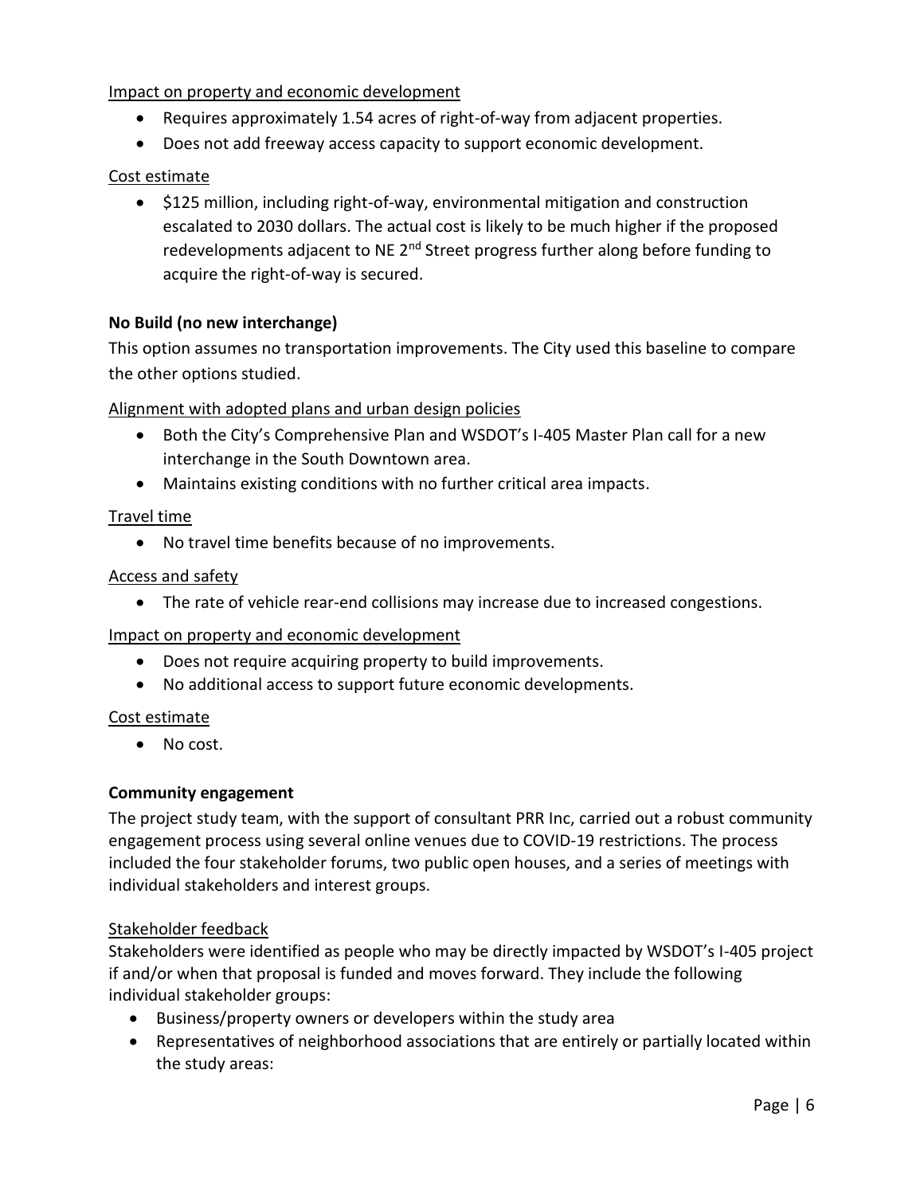Impact on property and economic development

- Requires approximately 1.54 acres of right-of-way from adjacent properties.
- Does not add freeway access capacity to support economic development.

Cost estimate

- $125 million, including right-of-way, environmental mitigation and construction escalated to 2030 dollars. The actual cost is likely to be much higher if the proposed redevelopments adjacent to NE 2nd Street progress further along before funding to acquire the right-of-way is secured.

**No Build (no new interchange)**

This option assumes no transportation improvements. The City used this baseline to compare the other options studied.

Alignment with adopted plans and urban design policies

- Both the City's Comprehensive Plan and WSDOT's I-405 Master Plan call for a new interchange in the South Downtown area.
- Maintains existing conditions with no further critical area impacts.

Travel time

- No travel time benefits because of no improvements.

Access and safety

- The rate of vehicle rear-end collisions may increase due to increased congestions.

Impact on property and economic development

- Does not require acquiring property to build improvements.
- No additional access to support future economic developments.

Cost estimate

- No cost.

**Community engagement**

The project study team, with the support of consultant PRR Inc, carried out a robust community engagement process using several online venues due to COVID-19 restrictions. The process included the four stakeholder forums, two public open houses, and a series of meetings with individual stakeholders and interest groups.

Stakeholder feedback

Stakeholders were identified as people who may be directly impacted by WSDOT's I-405 project if and/or when that proposal is funded and moves forward. They include the following individual stakeholder groups:

- Business/property owners or developers within the study area
- Representatives of neighborhood associations that are entirely or partially located within the study areas: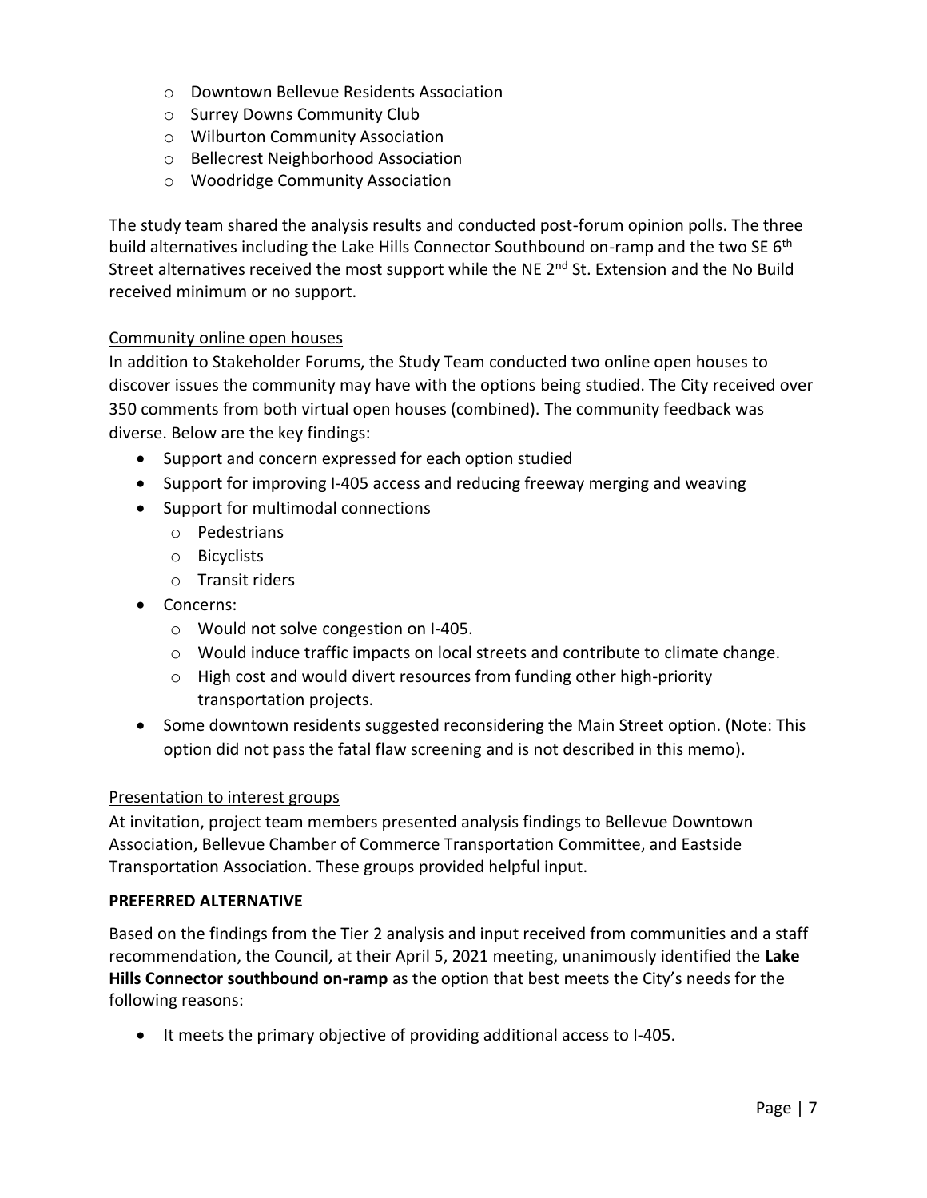- Downtown Bellevue Residents Association
- Surrey Downs Community Club
- Wilburton Community Association
- Bellecrest Neighborhood Association
- Woodridge Community Association

The study team shared the analysis results and conducted post-forum opinion polls. The three build alternatives including the Lake Hills Connector Southbound on-ramp and the two SE 6th Street alternatives received the most support while the NE 2nd St. Extension and the No Build received minimum or no support.

<u>Community online open houses</u>

In addition to Stakeholder Forums, the Study Team conducted two online open houses to discover issues the community may have with the options being studied. The City received over 350 comments from both virtual open houses (combined). The community feedback was diverse. Below are the key findings:

- Support and concern expressed for each option studied
- Support for improving I-405 access and reducing freeway merging and weaving
- Support for multimodal connections
  - Pedestrians
  - Bicyclists
  - Transit riders
- Concerns:
  - Would not solve congestion on I-405.
  - Would induce traffic impacts on local streets and contribute to climate change.
  - High cost and would divert resources from funding other high-priority transportation projects.
- Some downtown residents suggested reconsidering the Main Street option. (Note: This option did not pass the fatal flaw screening and is not described in this memo).

<u>Presentation to interest groups</u>

At invitation, project team members presented analysis findings to Bellevue Downtown Association, Bellevue Chamber of Commerce Transportation Committee, and Eastside Transportation Association. These groups provided helpful input.

**PREFERRED ALTERNATIVE**

Based on the findings from the Tier 2 analysis and input received from communities and a staff recommendation, the Council, at their April 5, 2021 meeting, unanimously identified the **Lake Hills Connector southbound on-ramp** as the option that best meets the City's needs for the following reasons:

- It meets the primary objective of providing additional access to I-405.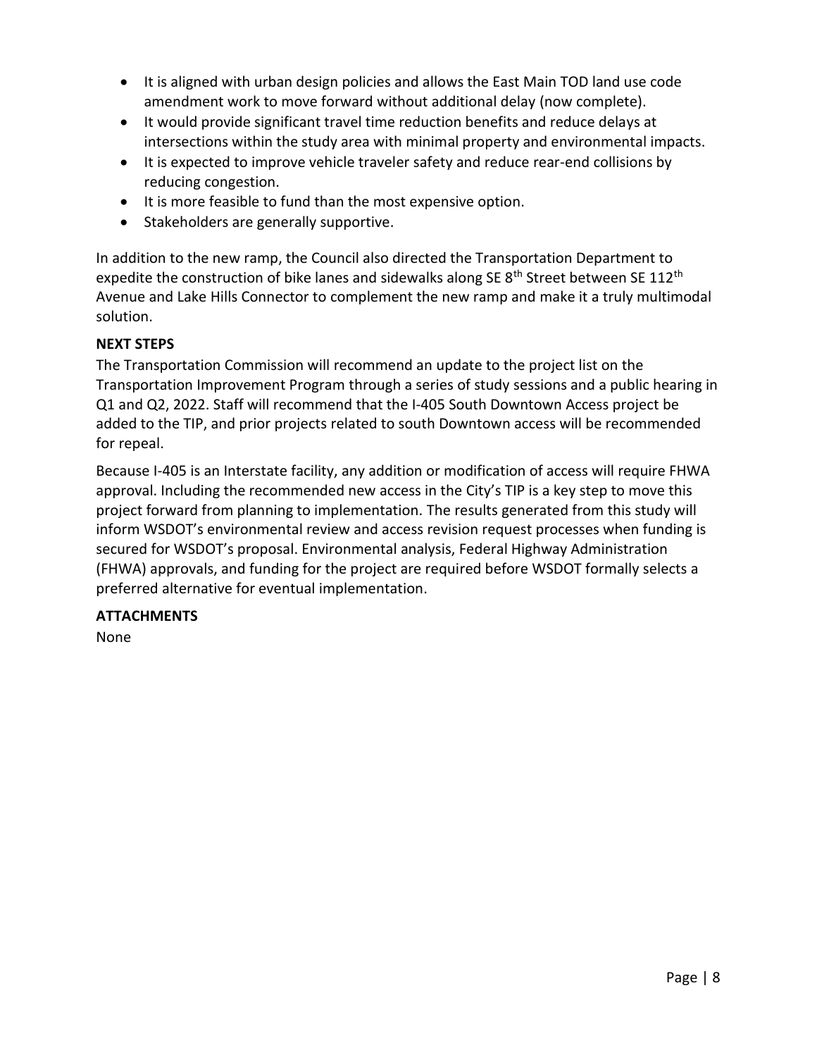- It is aligned with urban design policies and allows the East Main TOD land use code amendment work to move forward without additional delay (now complete).
- It would provide significant travel time reduction benefits and reduce delays at intersections within the study area with minimal property and environmental impacts.
- It is expected to improve vehicle traveler safety and reduce rear-end collisions by reducing congestion.
- It is more feasible to fund than the most expensive option.
- Stakeholders are generally supportive.

In addition to the new ramp, the Council also directed the Transportation Department to expedite the construction of bike lanes and sidewalks along SE 8th Street between SE 112th Avenue and Lake Hills Connector to complement the new ramp and make it a truly multimodal solution.

**NEXT STEPS**

The Transportation Commission will recommend an update to the project list on the Transportation Improvement Program through a series of study sessions and a public hearing in Q1 and Q2, 2022. Staff will recommend that the I-405 South Downtown Access project be added to the TIP, and prior projects related to south Downtown access will be recommended for repeal.

Because I-405 is an Interstate facility, any addition or modification of access will require FHWA approval. Including the recommended new access in the City's TIP is a key step to move this project forward from planning to implementation. The results generated from this study will inform WSDOT's environmental review and access revision request processes when funding is secured for WSDOT's proposal. Environmental analysis, Federal Highway Administration (FHWA) approvals, and funding for the project are required before WSDOT formally selects a preferred alternative for eventual implementation.

**ATTACHMENTS**

None